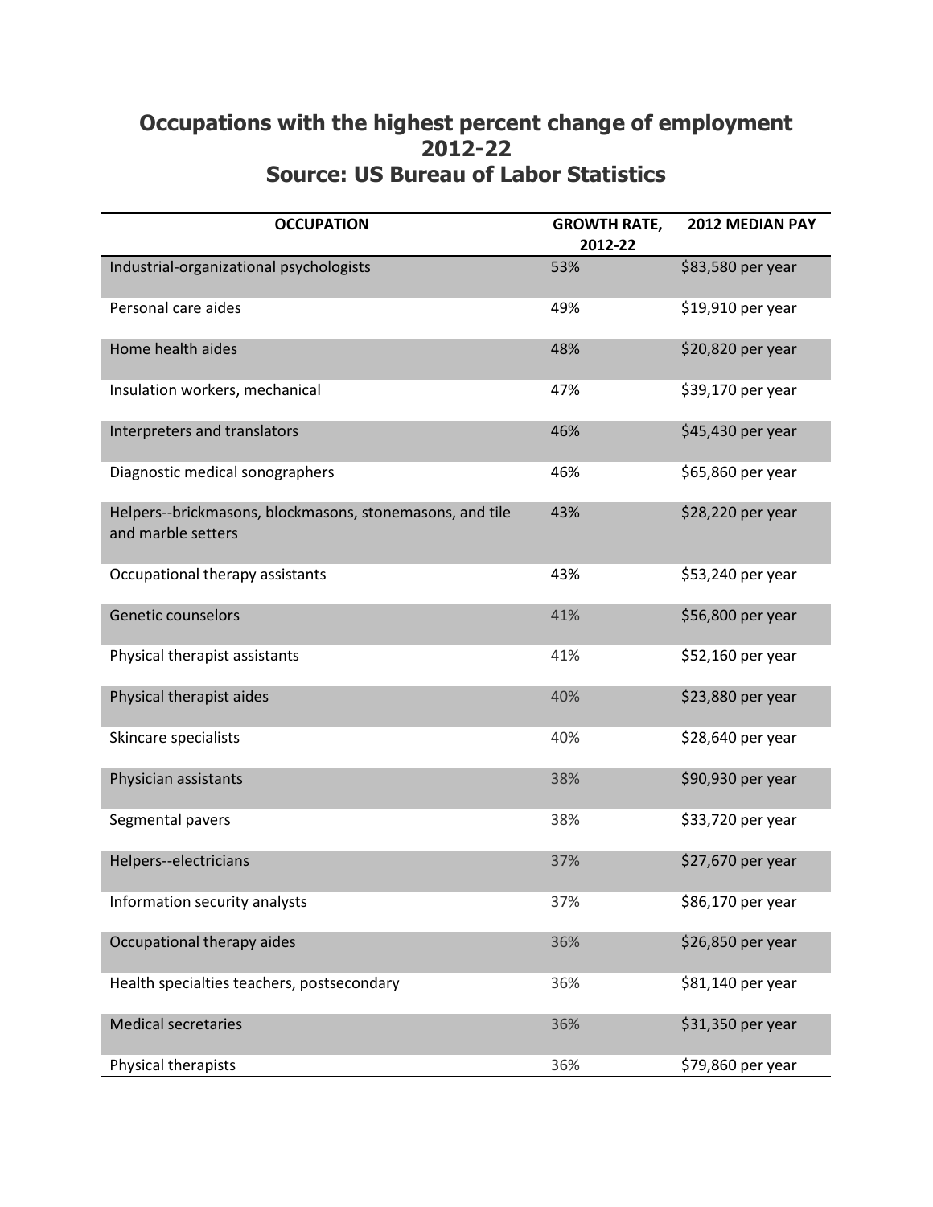# Occupations with the highest percent change of employment 2012-22
# Source: US Bureau of Labor Statistics

| OCCUPATION | GROWTH RATE, 2012-22 | 2012 MEDIAN PAY |
|---|---|---|
| Industrial-organizational psychologists | 53% | $83,580 per year |
| Personal care aides | 49% | $19,910 per year |
| Home health aides | 48% | $20,820 per year |
| Insulation workers, mechanical | 47% | $39,170 per year |
| Interpreters and translators | 46% | $45,430 per year |
| Diagnostic medical sonographers | 46% | $65,860 per year |
| Helpers--brickmasons, blockmasons, stonemasons, and tile and marble setters | 43% | $28,220 per year |
| Occupational therapy assistants | 43% | $53,240 per year |
| Genetic counselors | 41% | $56,800 per year |
| Physical therapist assistants | 41% | $52,160 per year |
| Physical therapist aides | 40% | $23,880 per year |
| Skincare specialists | 40% | $28,640 per year |
| Physician assistants | 38% | $90,930 per year |
| Segmental pavers | 38% | $33,720 per year |
| Helpers--electricians | 37% | $27,670 per year |
| Information security analysts | 37% | $86,170 per year |
| Occupational therapy aides | 36% | $26,850 per year |
| Health specialties teachers, postsecondary | 36% | $81,140 per year |
| Medical secretaries | 36% | $31,350 per year |
| Physical therapists | 36% | $79,860 per year |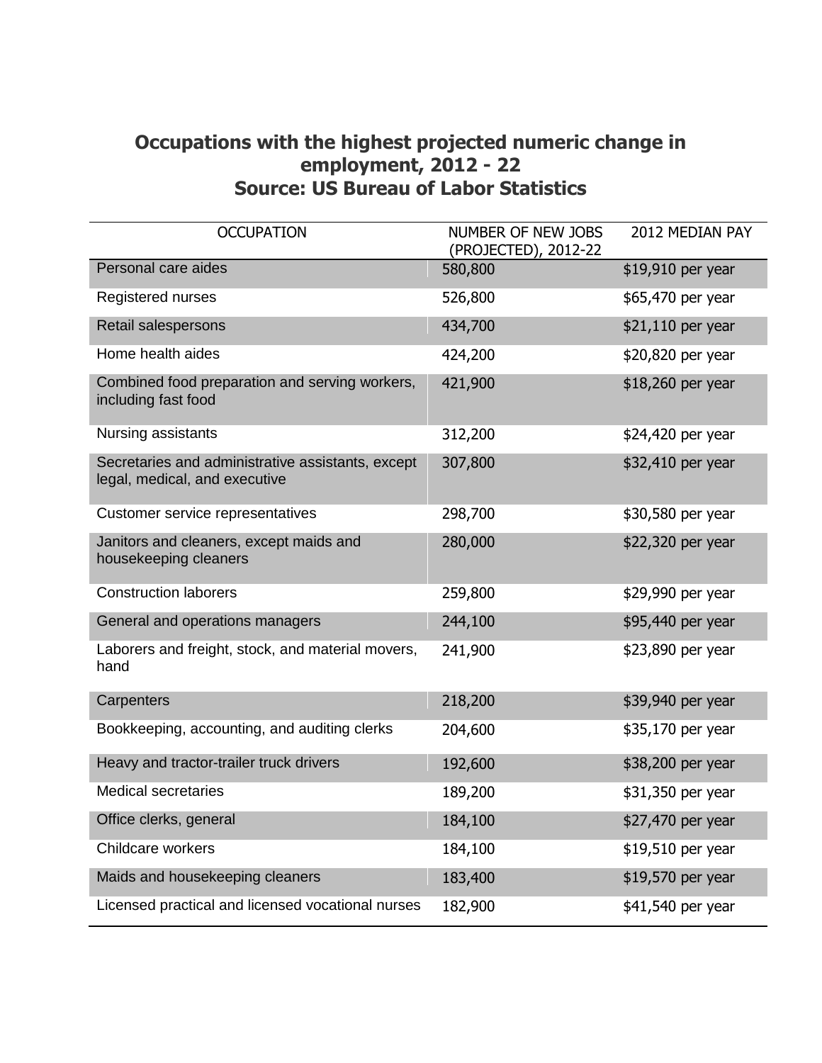## Occupations with the highest projected numeric change in employment, 2012 - 22
## Source: US Bureau of Labor Statistics

| OCCUPATION | NUMBER OF NEW JOBS (PROJECTED), 2012-22 | 2012 MEDIAN PAY |
|---|---|---|
| Personal care aides | 580,800 | $19,910 per year |
| Registered nurses | 526,800 | $65,470 per year |
| Retail salespersons | 434,700 | $21,110 per year |
| Home health aides | 424,200 | $20,820 per year |
| Combined food preparation and serving workers, including fast food | 421,900 | $18,260 per year |
| Nursing assistants | 312,200 | $24,420 per year |
| Secretaries and administrative assistants, except legal, medical, and executive | 307,800 | $32,410 per year |
| Customer service representatives | 298,700 | $30,580 per year |
| Janitors and cleaners, except maids and housekeeping cleaners | 280,000 | $22,320 per year |
| Construction laborers | 259,800 | $29,990 per year |
| General and operations managers | 244,100 | $95,440 per year |
| Laborers and freight, stock, and material movers, hand | 241,900 | $23,890 per year |
| Carpenters | 218,200 | $39,940 per year |
| Bookkeeping, accounting, and auditing clerks | 204,600 | $35,170 per year |
| Heavy and tractor-trailer truck drivers | 192,600 | $38,200 per year |
| Medical secretaries | 189,200 | $31,350 per year |
| Office clerks, general | 184,100 | $27,470 per year |
| Childcare workers | 184,100 | $19,510 per year |
| Maids and housekeeping cleaners | 183,400 | $19,570 per year |
| Licensed practical and licensed vocational nurses | 182,900 | $41,540 per year |